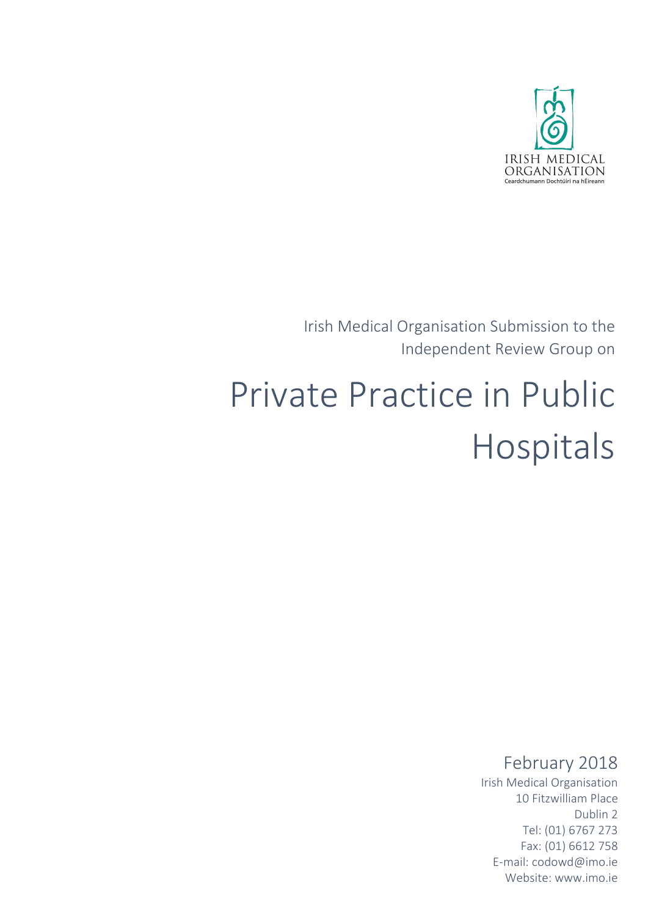IRISH MEDICAL ORGANISATION
Ceardchumann Dochtúirí na hÉireann

Irish Medical Organisation Submission to the Independent Review Group on

# Private Practice in Public Hospitals

February 2018

Irish Medical Organisation
10 Fitzwilliam Place
Dublin 2
Tel: (01) 6767 273
Fax: (01) 6612 758
E-mail: codowd@imo.ie
Website: www.imo.ie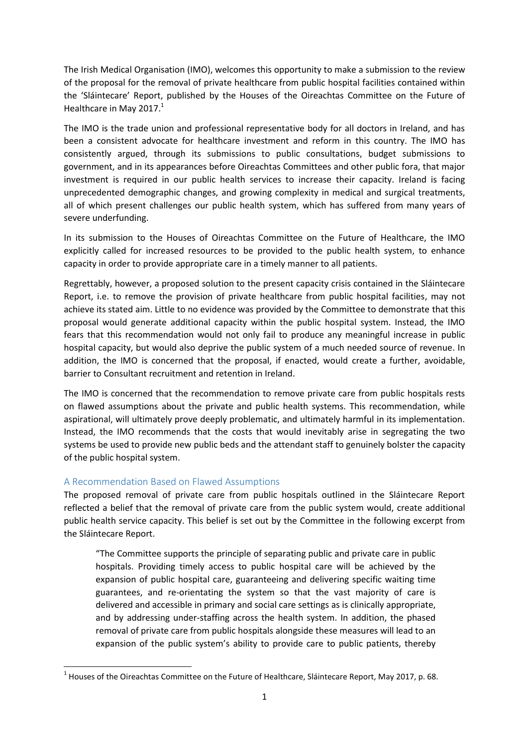The Irish Medical Organisation (IMO), welcomes this opportunity to make a submission to the review of the proposal for the removal of private healthcare from public hospital facilities contained within the 'Sláintecare' Report, published by the Houses of the Oireachtas Committee on the Future of Healthcare in May 2017.[1]

The IMO is the trade union and professional representative body for all doctors in Ireland, and has been a consistent advocate for healthcare investment and reform in this country. The IMO has consistently argued, through its submissions to public consultations, budget submissions to government, and in its appearances before Oireachtas Committees and other public fora, that major investment is required in our public health services to increase their capacity. Ireland is facing unprecedented demographic changes, and growing complexity in medical and surgical treatments, all of which present challenges our public health system, which has suffered from many years of severe underfunding.

In its submission to the Houses of Oireachtas Committee on the Future of Healthcare, the IMO explicitly called for increased resources to be provided to the public health system, to enhance capacity in order to provide appropriate care in a timely manner to all patients.

Regrettably, however, a proposed solution to the present capacity crisis contained in the Sláintecare Report, i.e. to remove the provision of private healthcare from public hospital facilities, may not achieve its stated aim. Little to no evidence was provided by the Committee to demonstrate that this proposal would generate additional capacity within the public hospital system. Instead, the IMO fears that this recommendation would not only fail to produce any meaningful increase in public hospital capacity, but would also deprive the public system of a much needed source of revenue. In addition, the IMO is concerned that the proposal, if enacted, would create a further, avoidable, barrier to Consultant recruitment and retention in Ireland.

The IMO is concerned that the recommendation to remove private care from public hospitals rests on flawed assumptions about the private and public health systems. This recommendation, while aspirational, will ultimately prove deeply problematic, and ultimately harmful in its implementation. Instead, the IMO recommends that the costs that would inevitably arise in segregating the two systems be used to provide new public beds and the attendant staff to genuinely bolster the capacity of the public hospital system.

## A Recommendation Based on Flawed Assumptions

The proposed removal of private care from public hospitals outlined in the Sláintecare Report reflected a belief that the removal of private care from the public system would, create additional public health service capacity. This belief is set out by the Committee in the following excerpt from the Sláintecare Report.

> "The Committee supports the principle of separating public and private care in public hospitals. Providing timely access to public hospital care will be achieved by the expansion of public hospital care, guaranteeing and delivering specific waiting time guarantees, and re-orientating the system so that the vast majority of care is delivered and accessible in primary and social care settings as is clinically appropriate, and by addressing under-staffing across the health system. In addition, the phased removal of private care from public hospitals alongside these measures will lead to an expansion of the public system's ability to provide care to public patients, thereby

[1] Houses of the Oireachtas Committee on the Future of Healthcare, Sláintecare Report, May 2017, p. 68.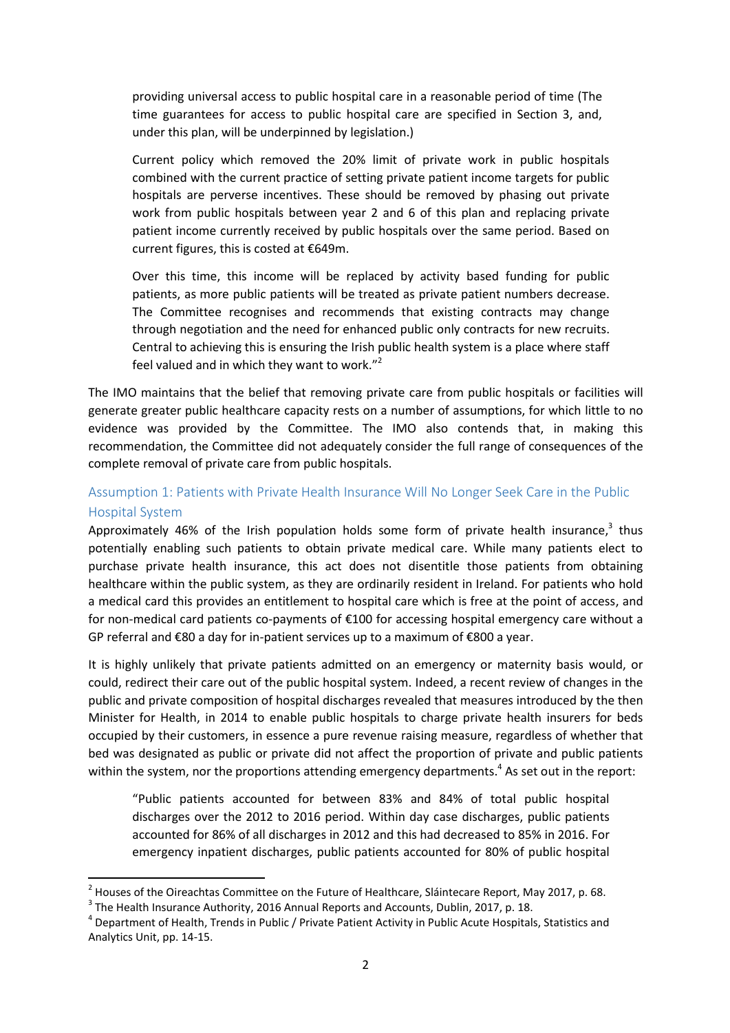providing universal access to public hospital care in a reasonable period of time (The time guarantees for access to public hospital care are specified in Section 3, and, under this plan, will be underpinned by legislation.)

> Current policy which removed the 20% limit of private work in public hospitals combined with the current practice of setting private patient income targets for public hospitals are perverse incentives. These should be removed by phasing out private work from public hospitals between year 2 and 6 of this plan and replacing private patient income currently received by public hospitals over the same period. Based on current figures, this is costed at €649m.
>
> Over this time, this income will be replaced by activity based funding for public patients, as more public patients will be treated as private patient numbers decrease. The Committee recognises and recommends that existing contracts may change through negotiation and the need for enhanced public only contracts for new recruits. Central to achieving this is ensuring the Irish public health system is a place where staff feel valued and in which they want to work."[2]

The IMO maintains that the belief that removing private care from public hospitals or facilities will generate greater public healthcare capacity rests on a number of assumptions, for which little to no evidence was provided by the Committee. The IMO also contends that, in making this recommendation, the Committee did not adequately consider the full range of consequences of the complete removal of private care from public hospitals.

## Assumption 1: Patients with Private Health Insurance Will No Longer Seek Care in the Public Hospital System

Approximately 46% of the Irish population holds some form of private health insurance,[3] thus potentially enabling such patients to obtain private medical care. While many patients elect to purchase private health insurance, this act does not disentitle those patients from obtaining healthcare within the public system, as they are ordinarily resident in Ireland. For patients who hold a medical card this provides an entitlement to hospital care which is free at the point of access, and for non-medical card patients co-payments of €100 for accessing hospital emergency care without a GP referral and €80 a day for in-patient services up to a maximum of €800 a year.

It is highly unlikely that private patients admitted on an emergency or maternity basis would, or could, redirect their care out of the public hospital system. Indeed, a recent review of changes in the public and private composition of hospital discharges revealed that measures introduced by the then Minister for Health, in 2014 to enable public hospitals to charge private health insurers for beds occupied by their customers, in essence a pure revenue raising measure, regardless of whether that bed was designated as public or private did not affect the proportion of private and public patients within the system, nor the proportions attending emergency departments.[4] As set out in the report:

> "Public patients accounted for between 83% and 84% of total public hospital discharges over the 2012 to 2016 period. Within day case discharges, public patients accounted for 86% of all discharges in 2012 and this had decreased to 85% in 2016. For emergency inpatient discharges, public patients accounted for 80% of public hospital

---

[2] Houses of the Oireachtas Committee on the Future of Healthcare, Sláintecare Report, May 2017, p. 68.

[3] The Health Insurance Authority, 2016 Annual Reports and Accounts, Dublin, 2017, p. 18.

[4] Department of Health, Trends in Public / Private Patient Activity in Public Acute Hospitals, Statistics and Analytics Unit, pp. 14-15.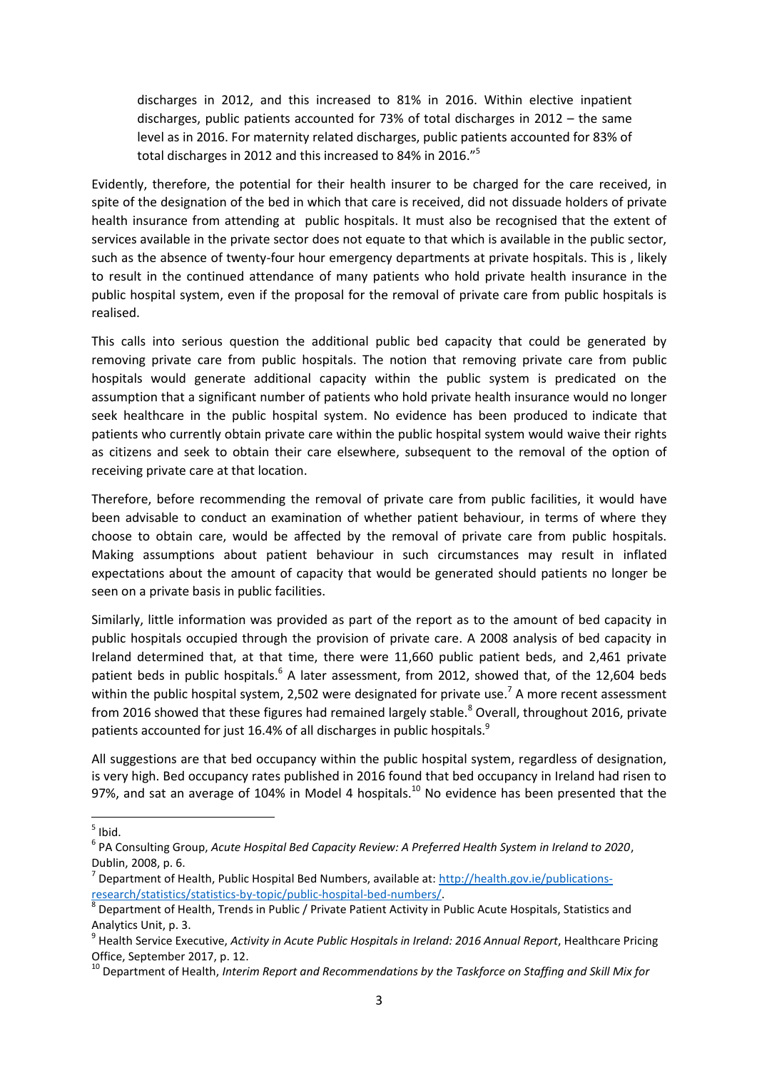discharges in 2012, and this increased to 81% in 2016. Within elective inpatient discharges, public patients accounted for 73% of total discharges in 2012 – the same level as in 2016. For maternity related discharges, public patients accounted for 83% of total discharges in 2012 and this increased to 84% in 2016."[5]

Evidently, therefore, the potential for their health insurer to be charged for the care received, in spite of the designation of the bed in which that care is received, did not dissuade holders of private health insurance from attending at public hospitals. It must also be recognised that the extent of services available in the private sector does not equate to that which is available in the public sector, such as the absence of twenty-four hour emergency departments at private hospitals. This is , likely to result in the continued attendance of many patients who hold private health insurance in the public hospital system, even if the proposal for the removal of private care from public hospitals is realised.

This calls into serious question the additional public bed capacity that could be generated by removing private care from public hospitals. The notion that removing private care from public hospitals would generate additional capacity within the public system is predicated on the assumption that a significant number of patients who hold private health insurance would no longer seek healthcare in the public hospital system. No evidence has been produced to indicate that patients who currently obtain private care within the public hospital system would waive their rights as citizens and seek to obtain their care elsewhere, subsequent to the removal of the option of receiving private care at that location.

Therefore, before recommending the removal of private care from public facilities, it would have been advisable to conduct an examination of whether patient behaviour, in terms of where they choose to obtain care, would be affected by the removal of private care from public hospitals. Making assumptions about patient behaviour in such circumstances may result in inflated expectations about the amount of capacity that would be generated should patients no longer be seen on a private basis in public facilities.

Similarly, little information was provided as part of the report as to the amount of bed capacity in public hospitals occupied through the provision of private care. A 2008 analysis of bed capacity in Ireland determined that, at that time, there were 11,660 public patient beds, and 2,461 private patient beds in public hospitals.[6] A later assessment, from 2012, showed that, of the 12,604 beds within the public hospital system, 2,502 were designated for private use.[7] A more recent assessment from 2016 showed that these figures had remained largely stable.[8] Overall, throughout 2016, private patients accounted for just 16.4% of all discharges in public hospitals.[9]

All suggestions are that bed occupancy within the public hospital system, regardless of designation, is very high. Bed occupancy rates published in 2016 found that bed occupancy in Ireland had risen to 97%, and sat an average of 104% in Model 4 hospitals.[10] No evidence has been presented that the

---

[5] Ibid.

[6] PA Consulting Group, *Acute Hospital Bed Capacity Review: A Preferred Health System in Ireland to 2020*, Dublin, 2008, p. 6.

[7] Department of Health, Public Hospital Bed Numbers, available at: http://health.gov.ie/publications-research/statistics/statistics-by-topic/public-hospital-bed-numbers/.

[8] Department of Health, Trends in Public / Private Patient Activity in Public Acute Hospitals, Statistics and Analytics Unit, p. 3.

[9] Health Service Executive, *Activity in Acute Public Hospitals in Ireland: 2016 Annual Report*, Healthcare Pricing Office, September 2017, p. 12.

[10] Department of Health, *Interim Report and Recommendations by the Taskforce on Staffing and Skill Mix for*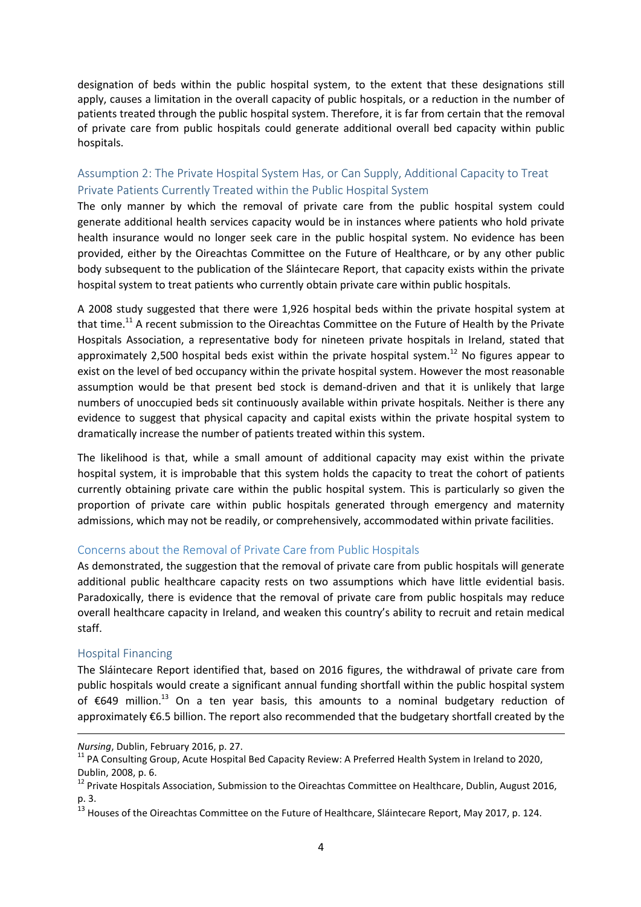designation of beds within the public hospital system, to the extent that these designations still apply, causes a limitation in the overall capacity of public hospitals, or a reduction in the number of patients treated through the public hospital system. Therefore, it is far from certain that the removal of private care from public hospitals could generate additional overall bed capacity within public hospitals.

### Assumption 2: The Private Hospital System Has, or Can Supply, Additional Capacity to Treat Private Patients Currently Treated within the Public Hospital System

The only manner by which the removal of private care from the public hospital system could generate additional health services capacity would be in instances where patients who hold private health insurance would no longer seek care in the public hospital system. No evidence has been provided, either by the Oireachtas Committee on the Future of Healthcare, or by any other public body subsequent to the publication of the Sláintecare Report, that capacity exists within the private hospital system to treat patients who currently obtain private care within public hospitals.

A 2008 study suggested that there were 1,926 hospital beds within the private hospital system at that time.[11] A recent submission to the Oireachtas Committee on the Future of Health by the Private Hospitals Association, a representative body for nineteen private hospitals in Ireland, stated that approximately 2,500 hospital beds exist within the private hospital system.[12] No figures appear to exist on the level of bed occupancy within the private hospital system. However the most reasonable assumption would be that present bed stock is demand-driven and that it is unlikely that large numbers of unoccupied beds sit continuously available within private hospitals. Neither is there any evidence to suggest that physical capacity and capital exists within the private hospital system to dramatically increase the number of patients treated within this system.

The likelihood is that, while a small amount of additional capacity may exist within the private hospital system, it is improbable that this system holds the capacity to treat the cohort of patients currently obtaining private care within the public hospital system. This is particularly so given the proportion of private care within public hospitals generated through emergency and maternity admissions, which may not be readily, or comprehensively, accommodated within private facilities.

### Concerns about the Removal of Private Care from Public Hospitals

As demonstrated, the suggestion that the removal of private care from public hospitals will generate additional public healthcare capacity rests on two assumptions which have little evidential basis. Paradoxically, there is evidence that the removal of private care from public hospitals may reduce overall healthcare capacity in Ireland, and weaken this country's ability to recruit and retain medical staff.

### Hospital Financing

The Sláintecare Report identified that, based on 2016 figures, the withdrawal of private care from public hospitals would create a significant annual funding shortfall within the public hospital system of €649 million.[13] On a ten year basis, this amounts to a nominal budgetary reduction of approximately €6.5 billion. The report also recommended that the budgetary shortfall created by the

---

*Nursing*, Dublin, February 2016, p. 27.

[11] PA Consulting Group, Acute Hospital Bed Capacity Review: A Preferred Health System in Ireland to 2020, Dublin, 2008, p. 6.

[12] Private Hospitals Association, Submission to the Oireachtas Committee on Healthcare, Dublin, August 2016, p. 3.

[13] Houses of the Oireachtas Committee on the Future of Healthcare, Sláintecare Report, May 2017, p. 124.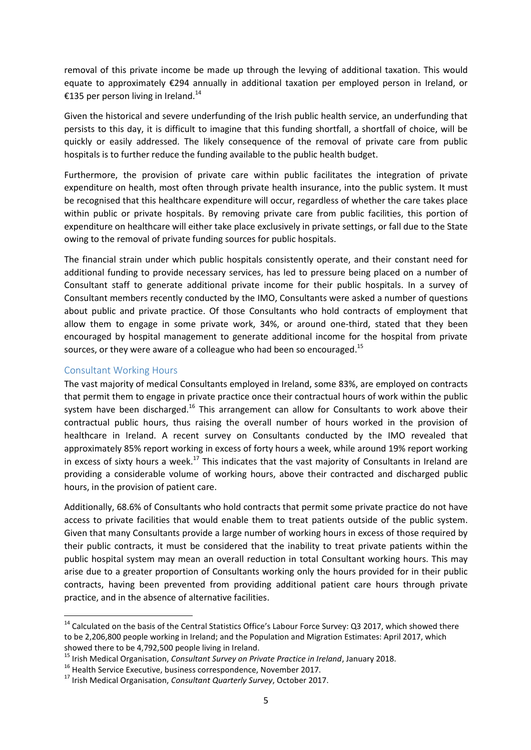removal of this private income be made up through the levying of additional taxation. This would equate to approximately €294 annually in additional taxation per employed person in Ireland, or €135 per person living in Ireland.[14]

Given the historical and severe underfunding of the Irish public health service, an underfunding that persists to this day, it is difficult to imagine that this funding shortfall, a shortfall of choice, will be quickly or easily addressed. The likely consequence of the removal of private care from public hospitals is to further reduce the funding available to the public health budget.

Furthermore, the provision of private care within public facilitates the integration of private expenditure on health, most often through private health insurance, into the public system. It must be recognised that this healthcare expenditure will occur, regardless of whether the care takes place within public or private hospitals. By removing private care from public facilities, this portion of expenditure on healthcare will either take place exclusively in private settings, or fall due to the State owing to the removal of private funding sources for public hospitals.

The financial strain under which public hospitals consistently operate, and their constant need for additional funding to provide necessary services, has led to pressure being placed on a number of Consultant staff to generate additional private income for their public hospitals. In a survey of Consultant members recently conducted by the IMO, Consultants were asked a number of questions about public and private practice. Of those Consultants who hold contracts of employment that allow them to engage in some private work, 34%, or around one-third, stated that they been encouraged by hospital management to generate additional income for the hospital from private sources, or they were aware of a colleague who had been so encouraged.[15]

## Consultant Working Hours

The vast majority of medical Consultants employed in Ireland, some 83%, are employed on contracts that permit them to engage in private practice once their contractual hours of work within the public system have been discharged.[16] This arrangement can allow for Consultants to work above their contractual public hours, thus raising the overall number of hours worked in the provision of healthcare in Ireland. A recent survey on Consultants conducted by the IMO revealed that approximately 85% report working in excess of forty hours a week, while around 19% report working in excess of sixty hours a week.[17] This indicates that the vast majority of Consultants in Ireland are providing a considerable volume of working hours, above their contracted and discharged public hours, in the provision of patient care.

Additionally, 68.6% of Consultants who hold contracts that permit some private practice do not have access to private facilities that would enable them to treat patients outside of the public system. Given that many Consultants provide a large number of working hours in excess of those required by their public contracts, it must be considered that the inability to treat private patients within the public hospital system may mean an overall reduction in total Consultant working hours. This may arise due to a greater proportion of Consultants working only the hours provided for in their public contracts, having been prevented from providing additional patient care hours through private practice, and in the absence of alternative facilities.

---

[14] Calculated on the basis of the Central Statistics Office's Labour Force Survey: Q3 2017, which showed there to be 2,206,800 people working in Ireland; and the Population and Migration Estimates: April 2017, which showed there to be 4,792,500 people living in Ireland.

[15] Irish Medical Organisation, *Consultant Survey on Private Practice in Ireland*, January 2018.

[16] Health Service Executive, business correspondence, November 2017.

[17] Irish Medical Organisation, *Consultant Quarterly Survey*, October 2017.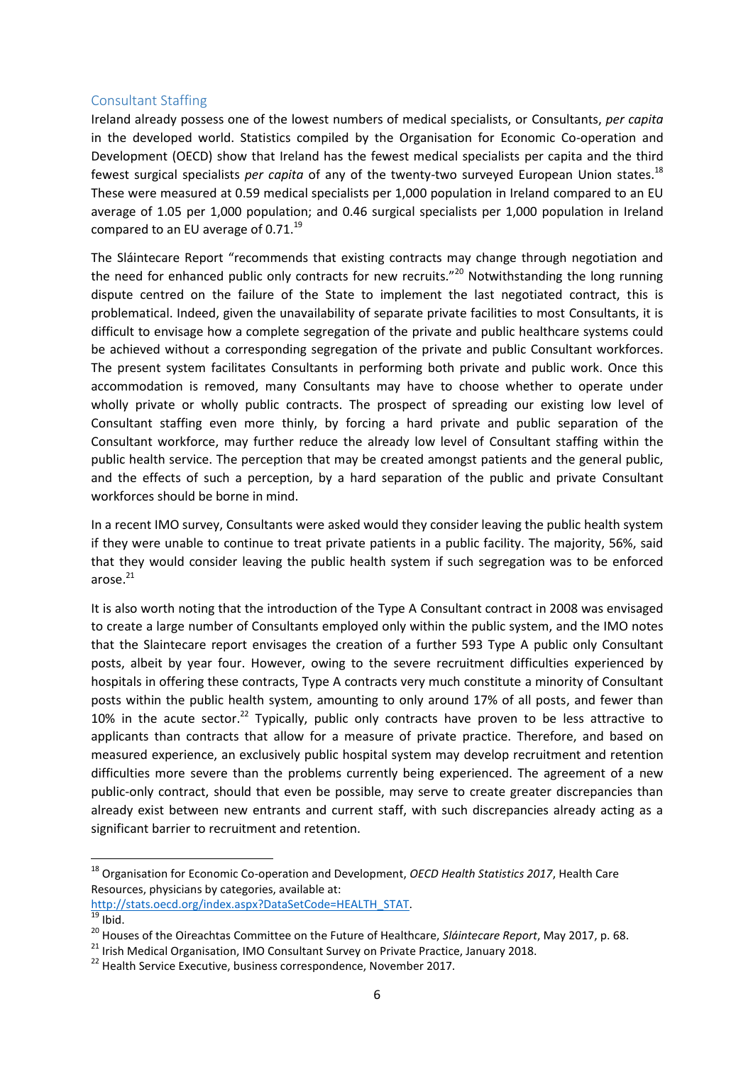## Consultant Staffing

Ireland already possess one of the lowest numbers of medical specialists, or Consultants, *per capita* in the developed world. Statistics compiled by the Organisation for Economic Co-operation and Development (OECD) show that Ireland has the fewest medical specialists per capita and the third fewest surgical specialists *per capita* of any of the twenty-two surveyed European Union states.[18] These were measured at 0.59 medical specialists per 1,000 population in Ireland compared to an EU average of 1.05 per 1,000 population; and 0.46 surgical specialists per 1,000 population in Ireland compared to an EU average of 0.71.[19]

The Sláintecare Report "recommends that existing contracts may change through negotiation and the need for enhanced public only contracts for new recruits."[20] Notwithstanding the long running dispute centred on the failure of the State to implement the last negotiated contract, this is problematical. Indeed, given the unavailability of separate private facilities to most Consultants, it is difficult to envisage how a complete segregation of the private and public healthcare systems could be achieved without a corresponding segregation of the private and public Consultant workforces. The present system facilitates Consultants in performing both private and public work. Once this accommodation is removed, many Consultants may have to choose whether to operate under wholly private or wholly public contracts. The prospect of spreading our existing low level of Consultant staffing even more thinly, by forcing a hard private and public separation of the Consultant workforce, may further reduce the already low level of Consultant staffing within the public health service. The perception that may be created amongst patients and the general public, and the effects of such a perception, by a hard separation of the public and private Consultant workforces should be borne in mind.

In a recent IMO survey, Consultants were asked would they consider leaving the public health system if they were unable to continue to treat private patients in a public facility. The majority, 56%, said that they would consider leaving the public health system if such segregation was to be enforced arose.[21]

It is also worth noting that the introduction of the Type A Consultant contract in 2008 was envisaged to create a large number of Consultants employed only within the public system, and the IMO notes that the Slaintecare report envisages the creation of a further 593 Type A public only Consultant posts, albeit by year four. However, owing to the severe recruitment difficulties experienced by hospitals in offering these contracts, Type A contracts very much constitute a minority of Consultant posts within the public health system, amounting to only around 17% of all posts, and fewer than 10% in the acute sector.[22] Typically, public only contracts have proven to be less attractive to applicants than contracts that allow for a measure of private practice. Therefore, and based on measured experience, an exclusively public hospital system may develop recruitment and retention difficulties more severe than the problems currently being experienced. The agreement of a new public-only contract, should that even be possible, may serve to create greater discrepancies than already exist between new entrants and current staff, with such discrepancies already acting as a significant barrier to recruitment and retention.

---

[18] Organisation for Economic Co-operation and Development, *OECD Health Statistics 2017*, Health Care Resources, physicians by categories, available at: http://stats.oecd.org/index.aspx?DataSetCode=HEALTH_STAT.

[19] Ibid.

[20] Houses of the Oireachtas Committee on the Future of Healthcare, *Sláintecare Report*, May 2017, p. 68.

[21] Irish Medical Organisation, IMO Consultant Survey on Private Practice, January 2018.

[22] Health Service Executive, business correspondence, November 2017.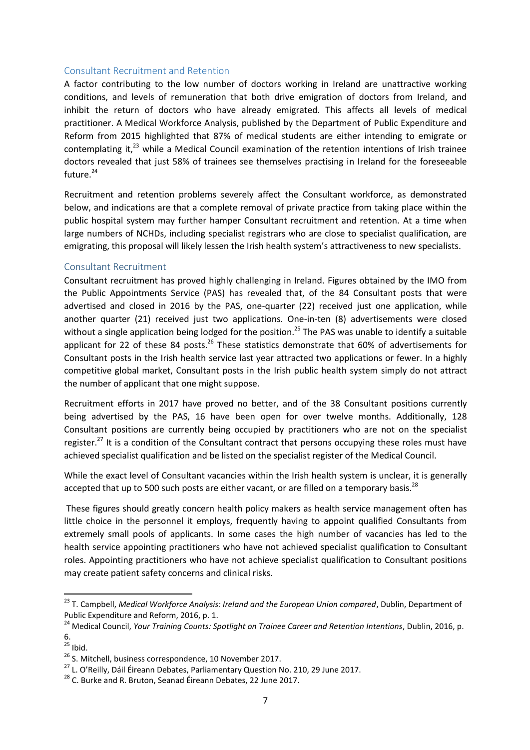## Consultant Recruitment and Retention

A factor contributing to the low number of doctors working in Ireland are unattractive working conditions, and levels of remuneration that both drive emigration of doctors from Ireland, and inhibit the return of doctors who have already emigrated. This affects all levels of medical practitioner. A Medical Workforce Analysis, published by the Department of Public Expenditure and Reform from 2015 highlighted that 87% of medical students are either intending to emigrate or contemplating it,[23] while a Medical Council examination of the retention intentions of Irish trainee doctors revealed that just 58% of trainees see themselves practising in Ireland for the foreseeable future.[24]

Recruitment and retention problems severely affect the Consultant workforce, as demonstrated below, and indications are that a complete removal of private practice from taking place within the public hospital system may further hamper Consultant recruitment and retention. At a time when large numbers of NCHDs, including specialist registrars who are close to specialist qualification, are emigrating, this proposal will likely lessen the Irish health system's attractiveness to new specialists.

## Consultant Recruitment

Consultant recruitment has proved highly challenging in Ireland. Figures obtained by the IMO from the Public Appointments Service (PAS) has revealed that, of the 84 Consultant posts that were advertised and closed in 2016 by the PAS, one-quarter (22) received just one application, while another quarter (21) received just two applications. One-in-ten (8) advertisements were closed without a single application being lodged for the position.[25] The PAS was unable to identify a suitable applicant for 22 of these 84 posts.[26] These statistics demonstrate that 60% of advertisements for Consultant posts in the Irish health service last year attracted two applications or fewer. In a highly competitive global market, Consultant posts in the Irish public health system simply do not attract the number of applicant that one might suppose.

Recruitment efforts in 2017 have proved no better, and of the 38 Consultant positions currently being advertised by the PAS, 16 have been open for over twelve months. Additionally, 128 Consultant positions are currently being occupied by practitioners who are not on the specialist register.[27] It is a condition of the Consultant contract that persons occupying these roles must have achieved specialist qualification and be listed on the specialist register of the Medical Council.

While the exact level of Consultant vacancies within the Irish health system is unclear, it is generally accepted that up to 500 such posts are either vacant, or are filled on a temporary basis.[28]

These figures should greatly concern health policy makers as health service management often has little choice in the personnel it employs, frequently having to appoint qualified Consultants from extremely small pools of applicants. In some cases the high number of vacancies has led to the health service appointing practitioners who have not achieved specialist qualification to Consultant roles. Appointing practitioners who have not achieve specialist qualification to Consultant positions may create patient safety concerns and clinical risks.

---

[23] T. Campbell, *Medical Workforce Analysis: Ireland and the European Union compared*, Dublin, Department of Public Expenditure and Reform, 2016, p. 1.

[24] Medical Council, *Your Training Counts: Spotlight on Trainee Career and Retention Intentions*, Dublin, 2016, p. 6.

[25] Ibid.

[26] S. Mitchell, business correspondence, 10 November 2017.

[27] L. O'Reilly, Dáil Éireann Debates, Parliamentary Question No. 210, 29 June 2017.

[28] C. Burke and R. Bruton, Seanad Éireann Debates, 22 June 2017.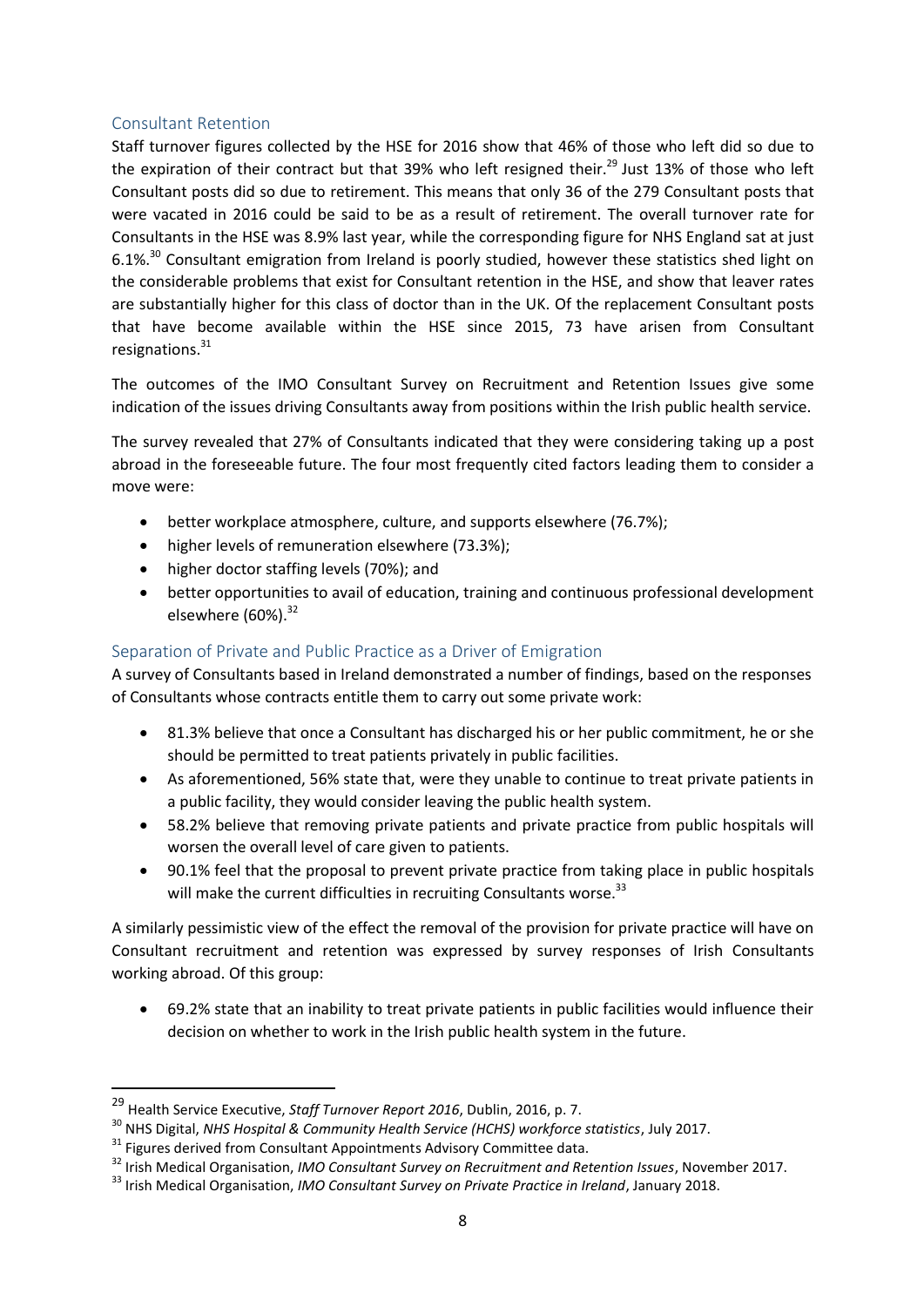## Consultant Retention

Staff turnover figures collected by the HSE for 2016 show that 46% of those who left did so due to the expiration of their contract but that 39% who left resigned their.[29] Just 13% of those who left Consultant posts did so due to retirement. This means that only 36 of the 279 Consultant posts that were vacated in 2016 could be said to be as a result of retirement. The overall turnover rate for Consultants in the HSE was 8.9% last year, while the corresponding figure for NHS England sat at just 6.1%.[30] Consultant emigration from Ireland is poorly studied, however these statistics shed light on the considerable problems that exist for Consultant retention in the HSE, and show that leaver rates are substantially higher for this class of doctor than in the UK. Of the replacement Consultant posts that have become available within the HSE since 2015, 73 have arisen from Consultant resignations.[31]

The outcomes of the IMO Consultant Survey on Recruitment and Retention Issues give some indication of the issues driving Consultants away from positions within the Irish public health service.

The survey revealed that 27% of Consultants indicated that they were considering taking up a post abroad in the foreseeable future. The four most frequently cited factors leading them to consider a move were:

- better workplace atmosphere, culture, and supports elsewhere (76.7%);
- higher levels of remuneration elsewhere (73.3%);
- higher doctor staffing levels (70%); and
- better opportunities to avail of education, training and continuous professional development elsewhere (60%).[32]

## Separation of Private and Public Practice as a Driver of Emigration

A survey of Consultants based in Ireland demonstrated a number of findings, based on the responses of Consultants whose contracts entitle them to carry out some private work:

- 81.3% believe that once a Consultant has discharged his or her public commitment, he or she should be permitted to treat patients privately in public facilities.
- As aforementioned, 56% state that, were they unable to continue to treat private patients in a public facility, they would consider leaving the public health system.
- 58.2% believe that removing private patients and private practice from public hospitals will worsen the overall level of care given to patients.
- 90.1% feel that the proposal to prevent private practice from taking place in public hospitals will make the current difficulties in recruiting Consultants worse.[33]

A similarly pessimistic view of the effect the removal of the provision for private practice will have on Consultant recruitment and retention was expressed by survey responses of Irish Consultants working abroad. Of this group:

- 69.2% state that an inability to treat private patients in public facilities would influence their decision on whether to work in the Irish public health system in the future.

---

[29] Health Service Executive, *Staff Turnover Report 2016*, Dublin, 2016, p. 7.

[30] NHS Digital, *NHS Hospital & Community Health Service (HCHS) workforce statistics*, July 2017.

[31] Figures derived from Consultant Appointments Advisory Committee data.

[32] Irish Medical Organisation, *IMO Consultant Survey on Recruitment and Retention Issues*, November 2017.

[33] Irish Medical Organisation, *IMO Consultant Survey on Private Practice in Ireland*, January 2018.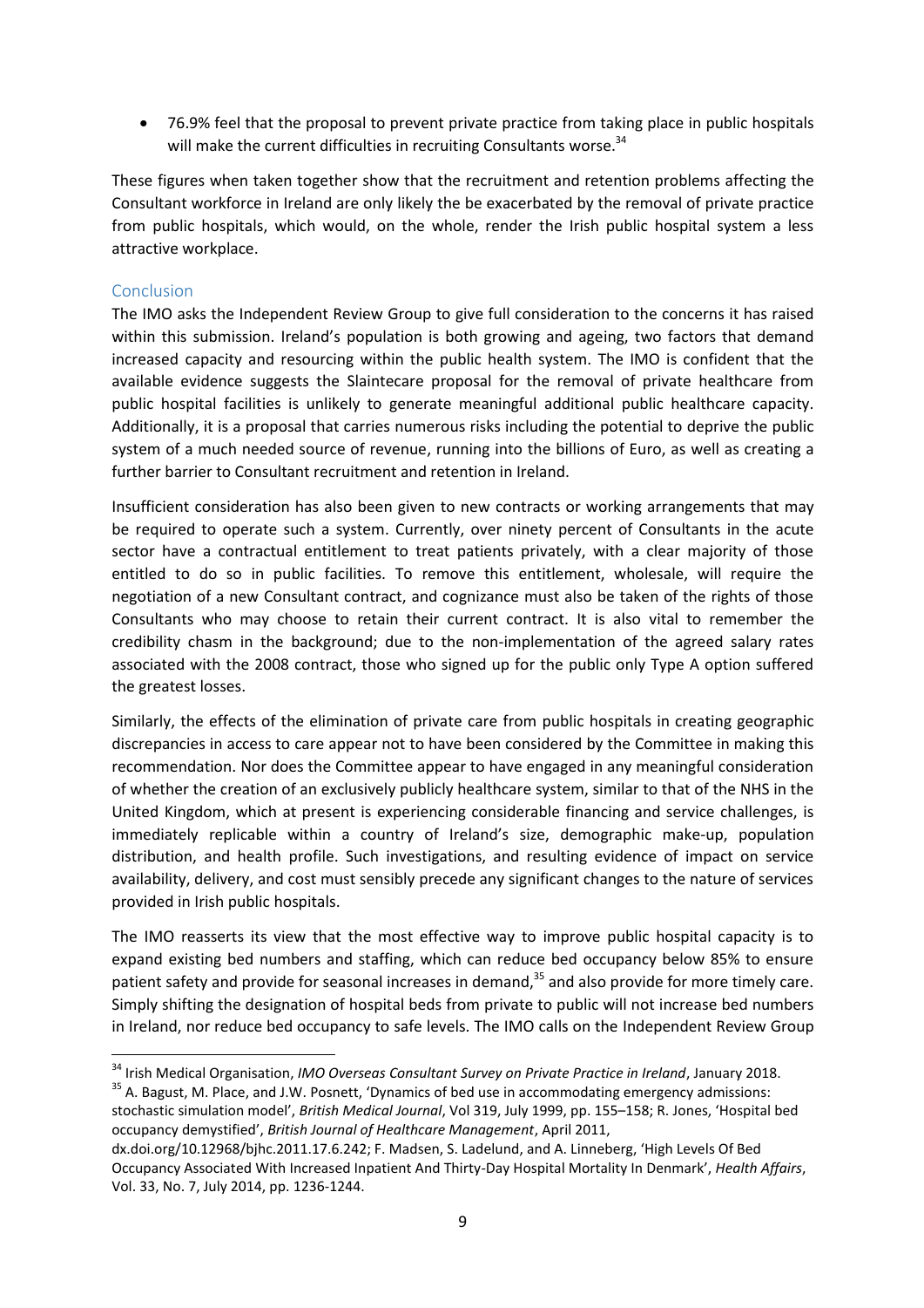- 76.9% feel that the proposal to prevent private practice from taking place in public hospitals will make the current difficulties in recruiting Consultants worse.[34]

These figures when taken together show that the recruitment and retention problems affecting the Consultant workforce in Ireland are only likely the be exacerbated by the removal of private practice from public hospitals, which would, on the whole, render the Irish public hospital system a less attractive workplace.

## Conclusion

The IMO asks the Independent Review Group to give full consideration to the concerns it has raised within this submission. Ireland's population is both growing and ageing, two factors that demand increased capacity and resourcing within the public health system. The IMO is confident that the available evidence suggests the Slaintecare proposal for the removal of private healthcare from public hospital facilities is unlikely to generate meaningful additional public healthcare capacity. Additionally, it is a proposal that carries numerous risks including the potential to deprive the public system of a much needed source of revenue, running into the billions of Euro, as well as creating a further barrier to Consultant recruitment and retention in Ireland.

Insufficient consideration has also been given to new contracts or working arrangements that may be required to operate such a system. Currently, over ninety percent of Consultants in the acute sector have a contractual entitlement to treat patients privately, with a clear majority of those entitled to do so in public facilities. To remove this entitlement, wholesale, will require the negotiation of a new Consultant contract, and cognizance must also be taken of the rights of those Consultants who may choose to retain their current contract. It is also vital to remember the credibility chasm in the background; due to the non-implementation of the agreed salary rates associated with the 2008 contract, those who signed up for the public only Type A option suffered the greatest losses.

Similarly, the effects of the elimination of private care from public hospitals in creating geographic discrepancies in access to care appear not to have been considered by the Committee in making this recommendation. Nor does the Committee appear to have engaged in any meaningful consideration of whether the creation of an exclusively publicly healthcare system, similar to that of the NHS in the United Kingdom, which at present is experiencing considerable financing and service challenges, is immediately replicable within a country of Ireland's size, demographic make-up, population distribution, and health profile. Such investigations, and resulting evidence of impact on service availability, delivery, and cost must sensibly precede any significant changes to the nature of services provided in Irish public hospitals.

The IMO reasserts its view that the most effective way to improve public hospital capacity is to expand existing bed numbers and staffing, which can reduce bed occupancy below 85% to ensure patient safety and provide for seasonal increases in demand,[35] and also provide for more timely care. Simply shifting the designation of hospital beds from private to public will not increase bed numbers in Ireland, nor reduce bed occupancy to safe levels. The IMO calls on the Independent Review Group

---

[34] Irish Medical Organisation, *IMO Overseas Consultant Survey on Private Practice in Ireland*, January 2018.

[35] A. Bagust, M. Place, and J.W. Posnett, 'Dynamics of bed use in accommodating emergency admissions: stochastic simulation model', *British Medical Journal*, Vol 319, July 1999, pp. 155–158; R. Jones, 'Hospital bed occupancy demystified', *British Journal of Healthcare Management*, April 2011, dx.doi.org/10.12968/bjhc.2011.17.6.242; F. Madsen, S. Ladelund, and A. Linneberg, 'High Levels Of Bed Occupancy Associated With Increased Inpatient And Thirty-Day Hospital Mortality In Denmark', *Health Affairs*, Vol. 33, No. 7, July 2014, pp. 1236-1244.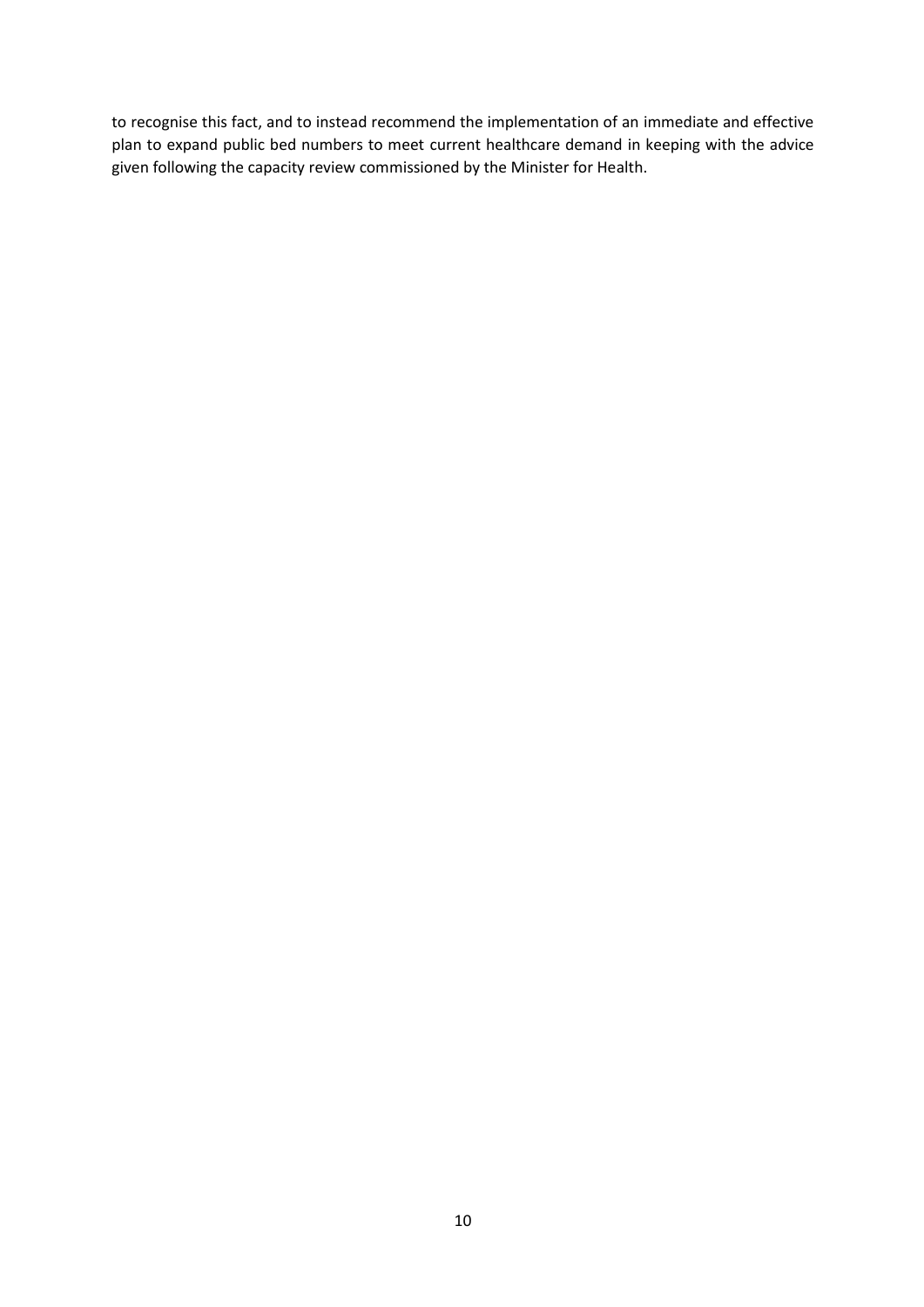to recognise this fact, and to instead recommend the implementation of an immediate and effective plan to expand public bed numbers to meet current healthcare demand in keeping with the advice given following the capacity review commissioned by the Minister for Health.